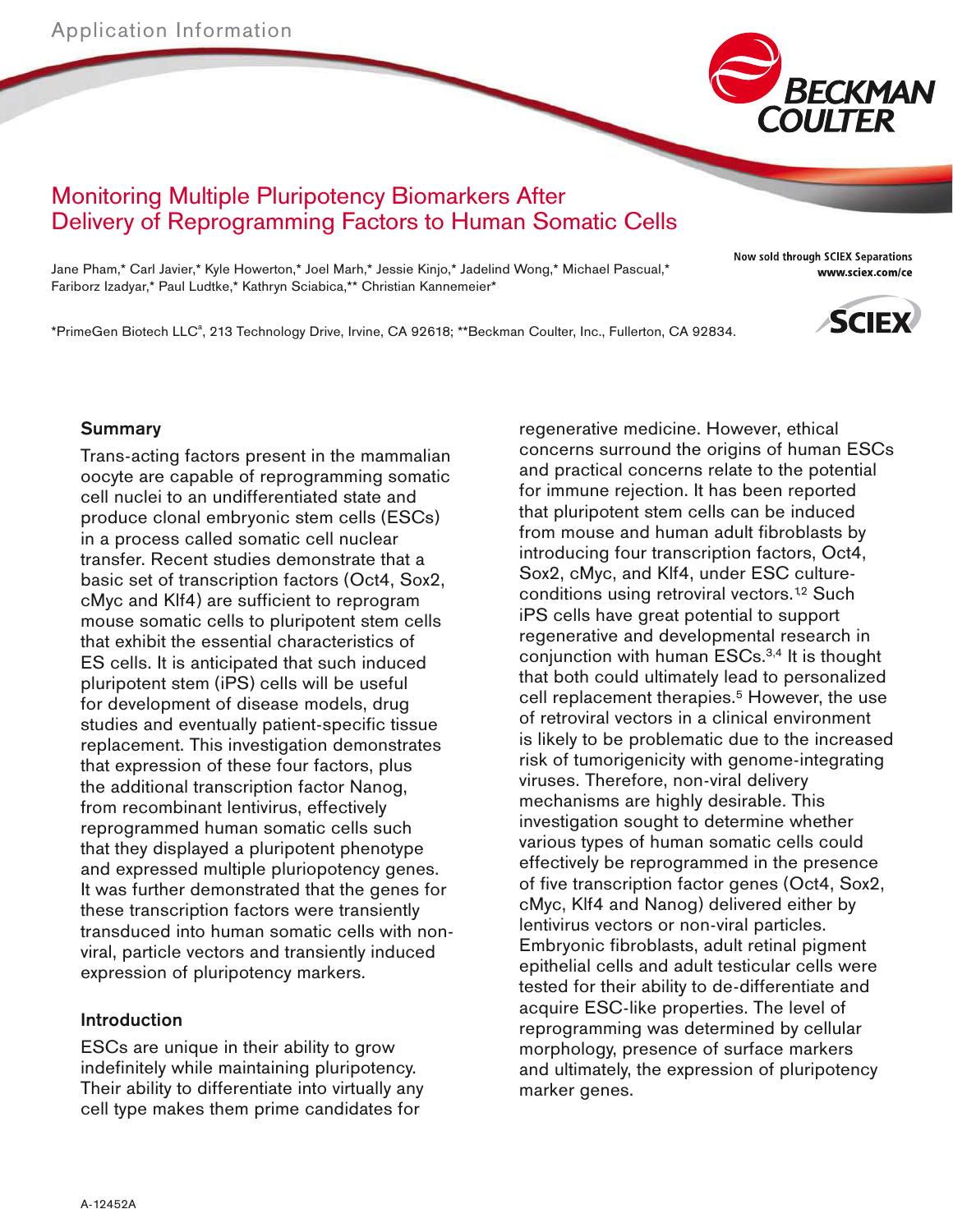Application Information

# Monitoring Multiple Pluripotency Biomarkers After Delivery of Reprogramming Factors to Human Somatic Cells

Jane Pham,* Carl Javier,* Kyle Howerton,* Joel Marh,* Jessie Kinjo,* Jadelind Wong,* Michael Pascual,* Fariborz Izadyar,* Paul Ludtke,* Kathryn Sciabica,** Christian Kannemeier*

*PrimeGen Biotech LLC[a], 213 Technology Drive, Irvine, CA 92618; **Beckman Coulter, Inc., Fullerton, CA 92834.

Now sold through SCIEX Separations
www.sciex.com/ce

## Summary

Trans-acting factors present in the mammalian oocyte are capable of reprogramming somatic cell nuclei to an undifferentiated state and produce clonal embryonic stem cells (ESCs) in a process called somatic cell nuclear transfer. Recent studies demonstrate that a basic set of transcription factors (Oct4, Sox2, cMyc and Klf4) are sufficient to reprogram mouse somatic cells to pluripotent stem cells that exhibit the essential characteristics of ES cells. It is anticipated that such induced pluripotent stem (iPS) cells will be useful for development of disease models, drug studies and eventually patient-specific tissue replacement. This investigation demonstrates that expression of these four factors, plus the additional transcription factor Nanog, from recombinant lentivirus, effectively reprogrammed human somatic cells such that they displayed a pluripotent phenotype and expressed multiple pluriopotency genes. It was further demonstrated that the genes for these transcription factors were transiently transduced into human somatic cells with non-viral, particle vectors and transiently induced expression of pluripotency markers.

## Introduction

ESCs are unique in their ability to grow indefinitely while maintaining pluripotency. Their ability to differentiate into virtually any cell type makes them prime candidates for regenerative medicine. However, ethical concerns surround the origins of human ESCs and practical concerns relate to the potential for immune rejection. It has been reported that pluripotent stem cells can be induced from mouse and human adult fibroblasts by introducing four transcription factors, Oct4, Sox2, cMyc, and Klf4, under ESC culture-conditions using retroviral vectors.[1,2] Such iPS cells have great potential to support regenerative and developmental research in conjunction with human ESCs.[3,4] It is thought that both could ultimately lead to personalized cell replacement therapies.[5] However, the use of retroviral vectors in a clinical environment is likely to be problematic due to the increased risk of tumorigenicity with genome-integrating viruses. Therefore, non-viral delivery mechanisms are highly desirable. This investigation sought to determine whether various types of human somatic cells could effectively be reprogrammed in the presence of five transcription factor genes (Oct4, Sox2, cMyc, Klf4 and Nanog) delivered either by lentivirus vectors or non-viral particles. Embryonic fibroblasts, adult retinal pigment epithelial cells and adult testicular cells were tested for their ability to de-differentiate and acquire ESC-like properties. The level of reprogramming was determined by cellular morphology, presence of surface markers and ultimately, the expression of pluripotency marker genes.

A-12452A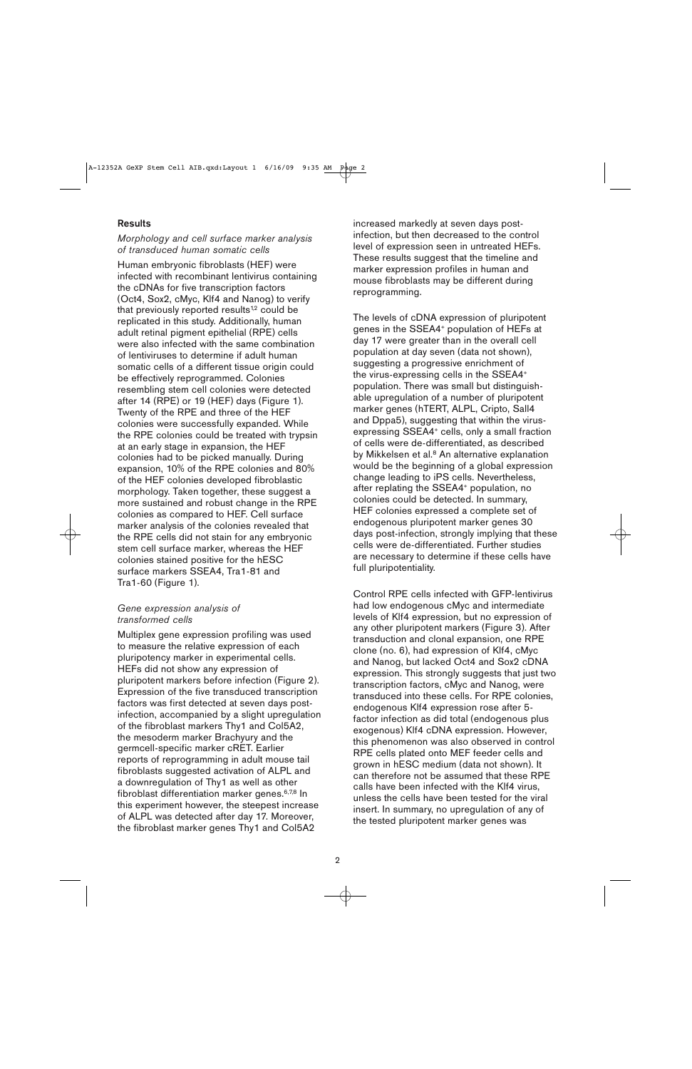## Results

### *Morphology and cell surface marker analysis of transduced human somatic cells*

Human embryonic fibroblasts (HEF) were infected with recombinant lentivirus containing the cDNAs for five transcription factors (Oct4, Sox2, cMyc, Klf4 and Nanog) to verify that previously reported results[1,2] could be replicated in this study. Additionally, human adult retinal pigment epithelial (RPE) cells were also infected with the same combination of lentiviruses to determine if adult human somatic cells of a different tissue origin could be effectively reprogrammed. Colonies resembling stem cell colonies were detected after 14 (RPE) or 19 (HEF) days (Figure 1). Twenty of the RPE and three of the HEF colonies were successfully expanded. While the RPE colonies could be treated with trypsin at an early stage in expansion, the HEF colonies had to be picked manually. During expansion, 10% of the RPE colonies and 80% of the HEF colonies developed fibroblastic morphology. Taken together, these suggest a more sustained and robust change in the RPE colonies as compared to HEF. Cell surface marker analysis of the colonies revealed that the RPE cells did not stain for any embryonic stem cell surface marker, whereas the HEF colonies stained positive for the hESC surface markers SSEA4, Tra1-81 and Tra1-60 (Figure 1).

### *Gene expression analysis of transformed cells*

Multiplex gene expression profiling was used to measure the relative expression of each pluripotency marker in experimental cells. HEFs did not show any expression of pluripotent markers before infection (Figure 2). Expression of the five transduced transcription factors was first detected at seven days post-infection, accompanied by a slight upregulation of the fibroblast markers Thy1 and Col5A2, the mesoderm marker Brachyury and the germcell-specific marker cRET. Earlier reports of reprogramming in adult mouse tail fibroblasts suggested activation of ALPL and a downregulation of Thy1 as well as other fibroblast differentiation marker genes.[6,7,8] In this experiment however, the steepest increase of ALPL was detected after day 17. Moreover, the fibroblast marker genes Thy1 and Col5A2 increased markedly at seven days post-infection, but then decreased to the control level of expression seen in untreated HEFs. These results suggest that the timeline and marker expression profiles in human and mouse fibroblasts may be different during reprogramming.

The levels of cDNA expression of pluripotent genes in the SSEA4+ population of HEFs at day 17 were greater than in the overall cell population at day seven (data not shown), suggesting a progressive enrichment of the virus-expressing cells in the SSEA4+ population. There was small but distinguishable upregulation of a number of pluripotent marker genes (hTERT, ALPL, Cripto, Sall4 and Dppa5), suggesting that within the virus-expressing SSEA4+ cells, only a small fraction of cells were de-differentiated, as described by Mikkelsen et al.[8] An alternative explanation would be the beginning of a global expression change leading to iPS cells. Nevertheless, after replating the SSEA4+ population, no colonies could be detected. In summary, HEF colonies expressed a complete set of endogenous pluripotent marker genes 30 days post-infection, strongly implying that these cells were de-differentiated. Further studies are necessary to determine if these cells have full pluripotentiality.

Control RPE cells infected with GFP-lentivirus had low endogenous cMyc and intermediate levels of Klf4 expression, but no expression of any other pluripotent markers (Figure 3). After transduction and clonal expansion, one RPE clone (no. 6), had expression of Klf4, cMyc and Nanog, but lacked Oct4 and Sox2 cDNA expression. This strongly suggests that just two transcription factors, cMyc and Nanog, were transduced into these cells. For RPE colonies, endogenous Klf4 expression rose after 5-factor infection as did total (endogenous plus exogenous) Klf4 cDNA expression. However, this phenomenon was also observed in control RPE cells plated onto MEF feeder cells and grown in hESC medium (data not shown). It can therefore not be assumed that these RPE calls have been infected with the Klf4 virus, unless the cells have been tested for the viral insert. In summary, no upregulation of any of the tested pluripotent marker genes was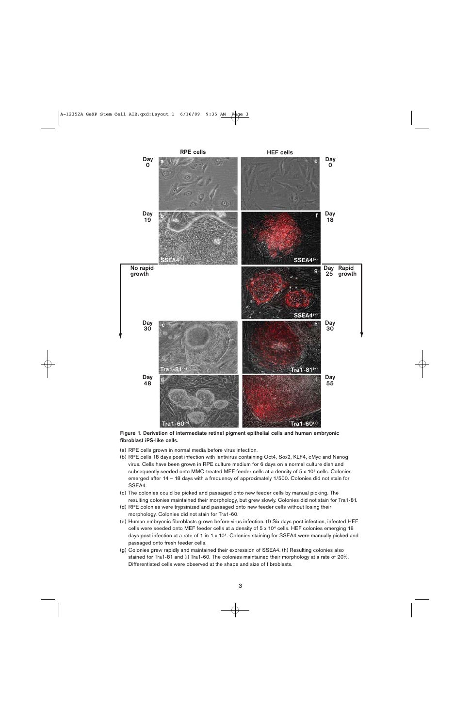**Figure 1. Derivation of intermediate retinal pigment epithelial cells and human embryonic fibroblast iPS-like cells.**

(a) RPE cells grown in normal media before virus infection.

(b) RPE cells 18 days post infection with lentivirus containing Oct4, Sox2, KLF4, cMyc and Nanog virus. Cells have been grown in RPE culture medium for 6 days on a normal culture dish and subsequently seeded onto MMC-treated MEF feeder cells at a density of 5 x $10^4$ cells. Colonies emerged after 14 – 18 days with a frequency of approximately 1/500. Colonies did not stain for SSEA4.

(c) The colonies could be picked and passaged onto new feeder cells by manual picking. The resulting colonies maintained their morphology, but grew slowly. Colonies did not stain for Tra1-81.

(d) RPE colonies were trypsinized and passaged onto new feeder cells without losing their morphology. Colonies did not stain for Tra1-60.

(e) Human embryonic fibroblasts grown before virus infection. (f) Six days post infection, infected HEF cells were seeded onto MEF feeder cells at a density of 5 x $10^4$ cells. HEF colonies emerging 18 days post infection at a rate of 1 in 1 x $10^4$. Colonies staining for SSEA4 were manually picked and passaged onto fresh feeder cells.

(g) Colonies grew rapidly and maintained their expression of SSEA4. (h) Resulting colonies also stained for Tra1-81 and (i) Tra1-60. The colonies maintained their morphology at a rate of 20%. Differentiated cells were observed at the shape and size of fibroblasts.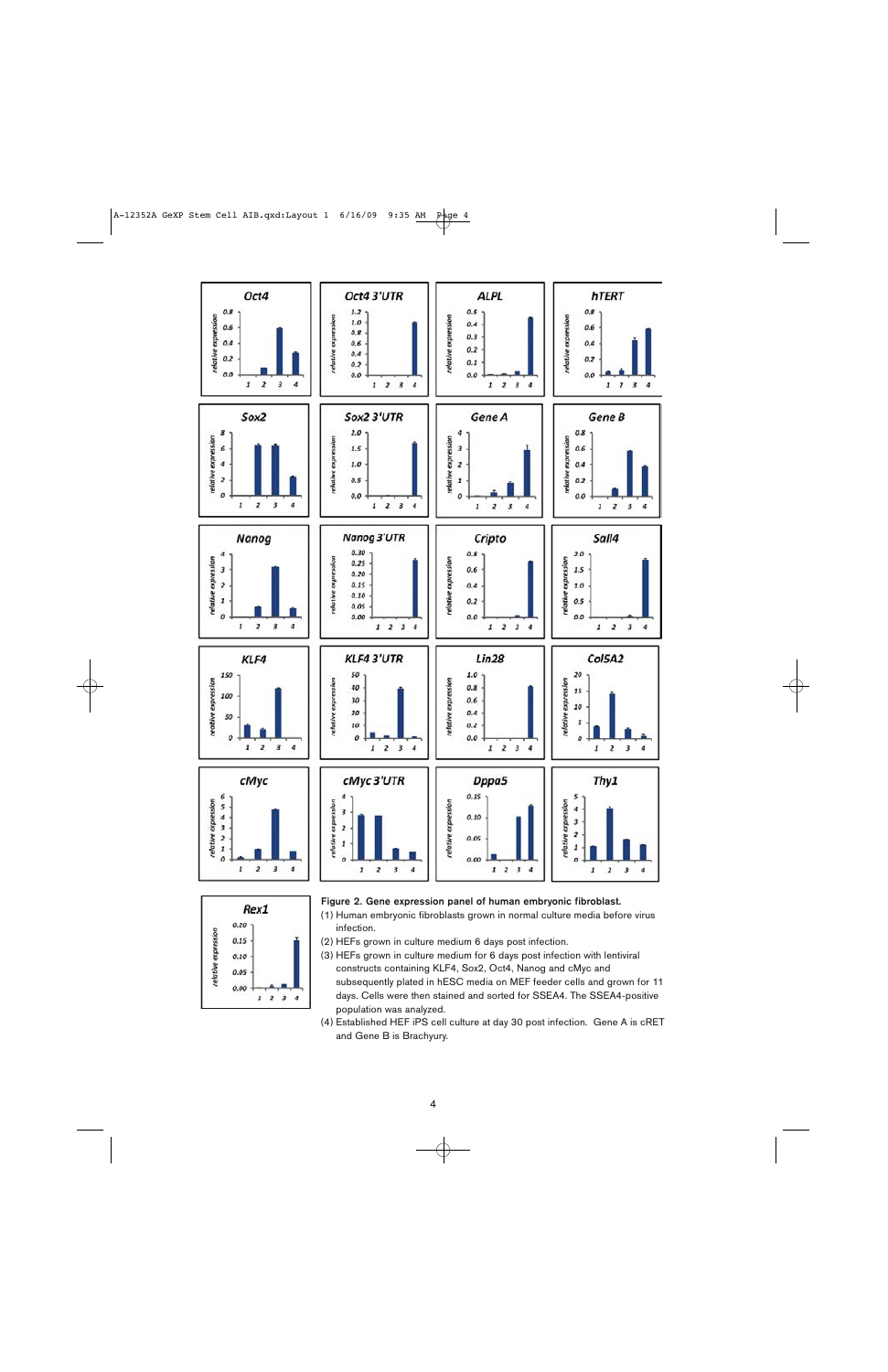**Figure 2. Gene expression panel of human embryonic fibroblast.**

(1) Human embryonic fibroblasts grown in normal culture media before virus infection.

(2) HEFs grown in culture medium 6 days post infection.

(3) HEFs grown in culture medium for 6 days post infection with lentiviral constructs containing KLF4, Sox2, Oct4, Nanog and cMyc and subsequently plated in hESC media on MEF feeder cells and grown for 11 days. Cells were then stained and sorted for SSEA4. The SSEA4-positive population was analyzed.

(4) Established HEF iPS cell culture at day 30 post infection. Gene A is cRET and Gene B is Brachyury.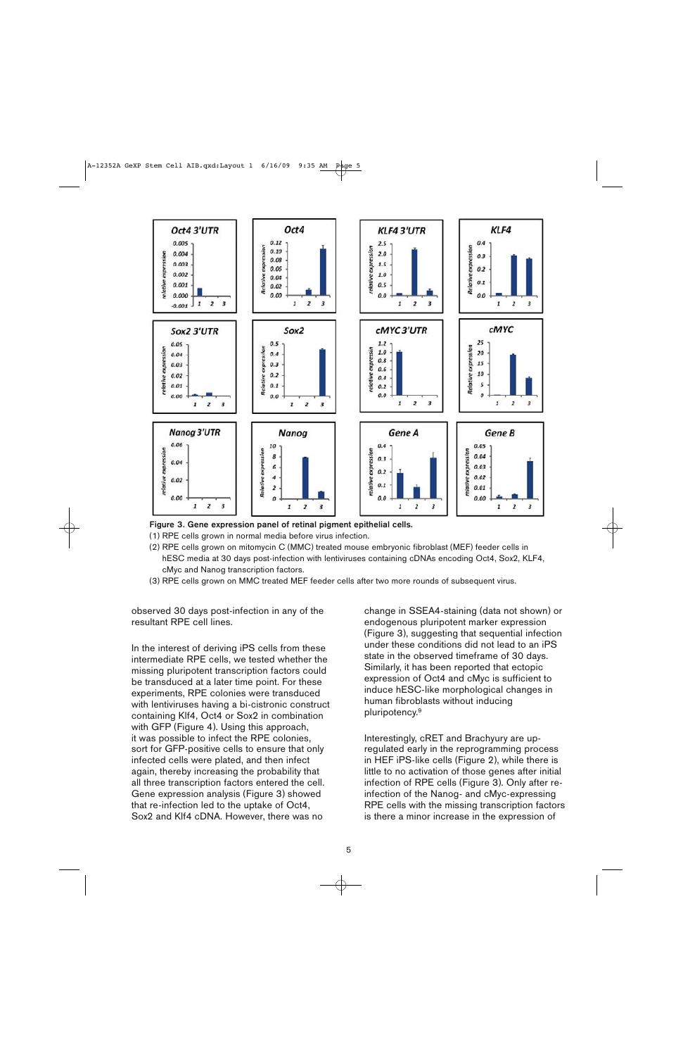Figure 3. Gene expression panel of retinal pigment epithelial cells.

(1) RPE cells grown in normal media before virus infection.

(2) RPE cells grown on mitomycin C (MMC) treated mouse embryonic fibroblast (MEF) feeder cells in hESC media at 30 days post-infection with lentiviruses containing cDNAs encoding Oct4, Sox2, KLF4, cMyc and Nanog transcription factors.

(3) RPE cells grown on MMC treated MEF feeder cells after two more rounds of subsequent virus.

observed 30 days post-infection in any of the resultant RPE cell lines.

In the interest of deriving iPS cells from these intermediate RPE cells, we tested whether the missing pluripotent transcription factors could be transduced at a later time point. For these experiments, RPE colonies were transduced with lentiviruses having a bi-cistronic construct containing Klf4, Oct4 or Sox2 in combination with GFP (Figure 4). Using this approach, it was possible to infect the RPE colonies, sort for GFP-positive cells to ensure that only infected cells were plated, and then infect again, thereby increasing the probability that all three transcription factors entered the cell. Gene expression analysis (Figure 3) showed that re-infection led to the uptake of Oct4, Sox2 and Klf4 cDNA. However, there was no change in SSEA4-staining (data not shown) or endogenous pluripotent marker expression (Figure 3), suggesting that sequential infection under these conditions did not lead to an iPS state in the observed timeframe of 30 days. Similarly, it has been reported that ectopic expression of Oct4 and cMyc is sufficient to induce hESC-like morphological changes in human fibroblasts without inducing pluripotency.[9]

Interestingly, cRET and Brachyury are up-regulated early in the reprogramming process in HEF iPS-like cells (Figure 2), while there is little to no activation of those genes after initial infection of RPE cells (Figure 3). Only after re-infection of the Nanog- and cMyc-expressing RPE cells with the missing transcription factors is there a minor increase in the expression of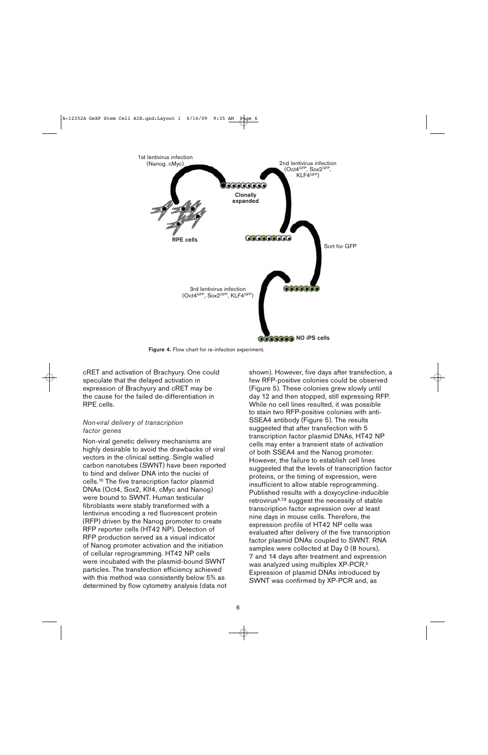1st lentivirus infection (Nanog. cMyc)

RPE cells

Clonally expanded

2nd lentivirus infection ($Oct4^{GFP}$, $Sox2^{GFP}$, $KLF4^{GFP}$)

Sort for GFP

3rd lentivirus infection ($Oct4^{GFP}$, $Sox2^{GFP}$, $KLF4^{GFP}$)

NO iPS cells

**Figure 4.** Flow chart for re-infection experiment.

cRET and activation of Brachyury. One could speculate that the delayed activation in expression of Brachyury and cRET may be the cause for the failed de-differentiation in RPE cells.

### *Non-viral delivery of transcription factor genes*

Non-viral genetic delivery mechanisms are highly desirable to avoid the drawbacks of viral vectors in the clinical setting. Single walled carbon nanotubes (SWNT) have been reported to bind and deliver DNA into the nuclei of cells.[10] The five transcription factor plasmid DNAs (Oct4, Sox2, Klf4, cMyc and Nanog) were bound to SWNT. Human testicular fibroblasts were stably transformed with a lentivirus encoding a red fluorescent protein (RFP) driven by the Nanog promoter to create RFP reporter cells (HT42 NP). Detection of RFP production served as a visual indicator of Nanog promoter activation and the initiation of cellular reprogramming. HT42 NP cells were incubated with the plasmid-bound SWNT particles. The transfection efficiency achieved with this method was consistently below 5% as determined by flow cytometry analysis (data not shown). However, five days after transfection, a few RFP-positive colonies could be observed (Figure 5). These colonies grew slowly until day 12 and then stopped, still expressing RFP. While no cell lines resulted, it was possible to stain two RFP-positive colonies with anti-SSEA4 antibody (Figure 5). The results suggested that after transfection with 5 transcription factor plasmid DNAs, HT42 NP cells may enter a transient state of activation of both SSEA4 and the Nanog promoter. However, the failure to establish cell lines suggested that the levels of transcription factor proteins, or the timing of expression, were insufficient to allow stable reprogramming. Published results with a doxycycline-inducible retrovirus[6,7,8] suggest the necessity of stable transcription factor expression over at least nine days in mouse cells. Therefore, the expression profile of HT42 NP cells was evaluated after delivery of the five transcription factor plasmid DNAs coupled to SWNT. RNA samples were collected at Day 0 (8 hours), 7 and 14 days after treatment and expression was analyzed using multiplex XP-PCR.[b] Expression of plasmid DNAs introduced by SWNT was confirmed by XP-PCR and, as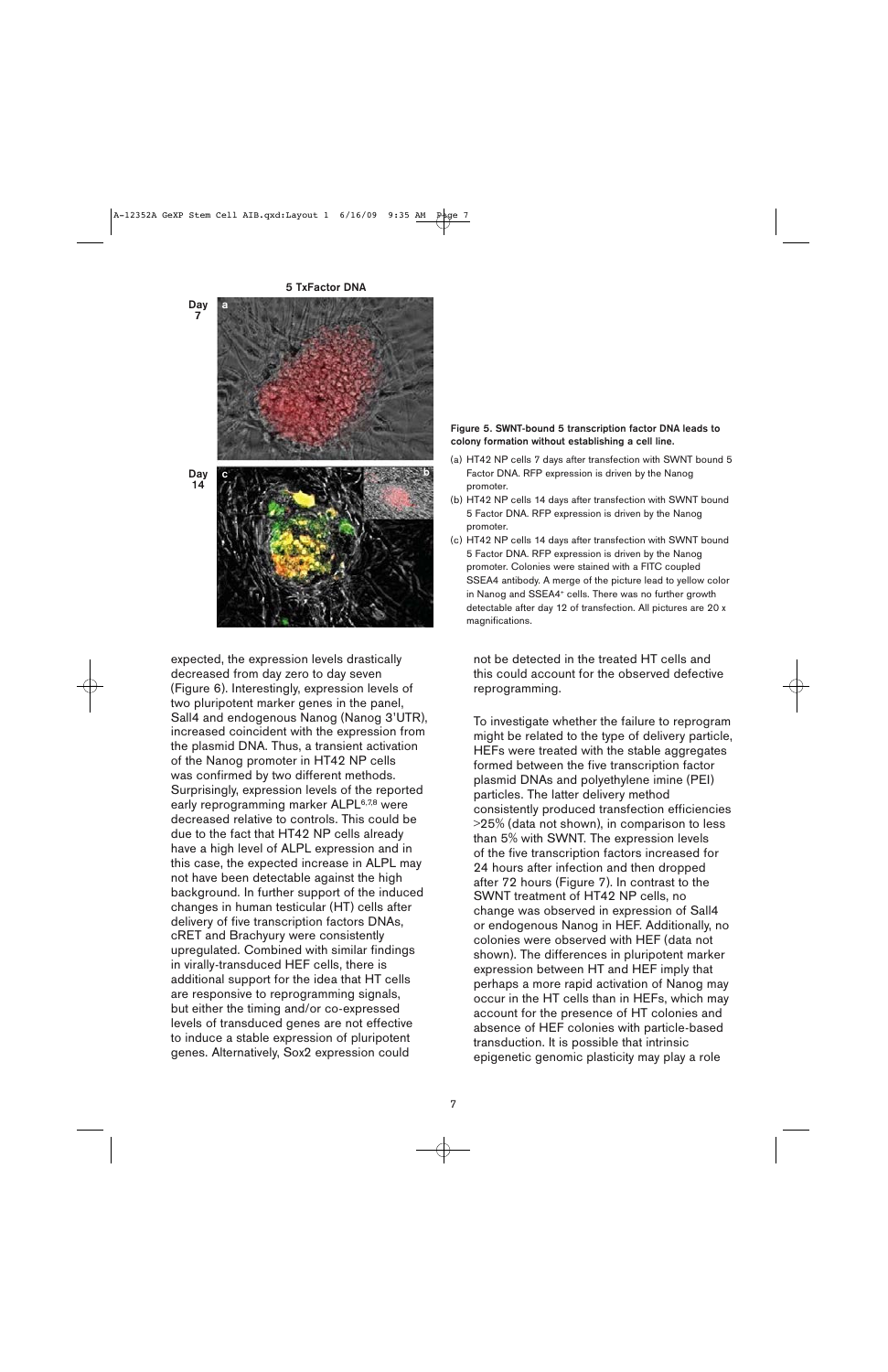**Figure 5. SWNT-bound 5 transcription factor DNA leads to colony formation without establishing a cell line.**

(a) HT42 NP cells 7 days after transfection with SWNT bound 5 Factor DNA. RFP expression is driven by the Nanog promoter.
(b) HT42 NP cells 14 days after transfection with SWNT bound 5 Factor DNA. RFP expression is driven by the Nanog promoter.
(c) HT42 NP cells 14 days after transfection with SWNT bound 5 Factor DNA. RFP expression is driven by the Nanog promoter. Colonies were stained with a FITC coupled SSEA4 antibody. A merge of the picture lead to yellow color in Nanog and SSEA4⁺ cells. There was no further growth detectable after day 12 of transfection. All pictures are 20 x magnifications.

expected, the expression levels drastically decreased from day zero to day seven (Figure 6). Interestingly, expression levels of two pluripotent marker genes in the panel, Sall4 and endogenous Nanog (Nanog 3'UTR), increased coincident with the expression from the plasmid DNA. Thus, a transient activation of the Nanog promoter in HT42 NP cells was confirmed by two different methods. Surprisingly, expression levels of the reported early reprogramming marker ALPL[6,7,8] were decreased relative to controls. This could be due to the fact that HT42 NP cells already have a high level of ALPL expression and in this case, the expected increase in ALPL may not have been detectable against the high background. In further support of the induced changes in human testicular (HT) cells after delivery of five transcription factors DNAs, cRET and Brachyury were consistently upregulated. Combined with similar findings in virally-transduced HEF cells, there is additional support for the idea that HT cells are responsive to reprogramming signals, but either the timing and/or co-expressed levels of transduced genes are not effective to induce a stable expression of pluripotent genes. Alternatively, Sox2 expression could not be detected in the treated HT cells and this could account for the observed defective reprogramming.

To investigate whether the failure to reprogram might be related to the type of delivery particle, HEFs were treated with the stable aggregates formed between the five transcription factor plasmid DNAs and polyethylene imine (PEI) particles. The latter delivery method consistently produced transfection efficiencies >25% (data not shown), in comparison to less than 5% with SWNT. The expression levels of the five transcription factors increased for 24 hours after infection and then dropped after 72 hours (Figure 7). In contrast to the SWNT treatment of HT42 NP cells, no change was observed in expression of Sall4 or endogenous Nanog in HEF. Additionally, no colonies were observed with HEF (data not shown). The differences in pluripotent marker expression between HT and HEF imply that perhaps a more rapid activation of Nanog may occur in the HT cells than in HEFs, which may account for the presence of HT colonies and absence of HEF colonies with particle-based transduction. It is possible that intrinsic epigenetic genomic plasticity may play a role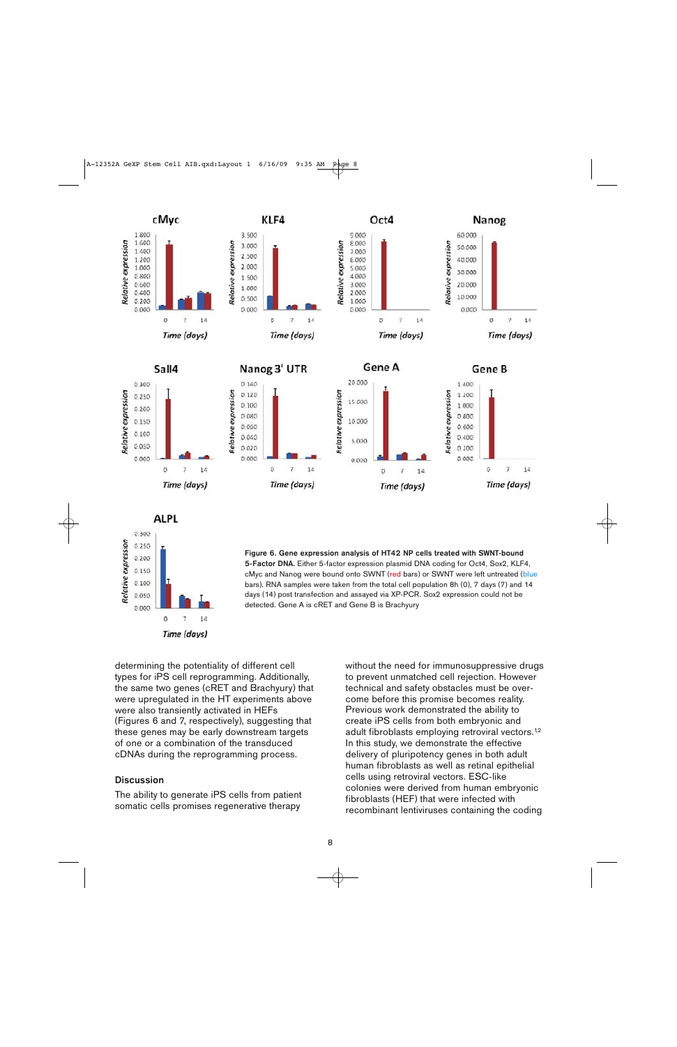**Figure 6. Gene expression analysis of HT42 NP cells treated with SWNT-bound 5-Factor DNA.** Either 5-factor expression plasmid DNA coding for Oct4, Sox2, KLF4, cMyc and Nanog were bound onto SWNT (red bars) or SWNT were left untreated (blue bars). RNA samples were taken from the total cell population 8h (0), 7 days (7) and 14 days (14) post transfection and assayed via XP-PCR. Sox2 expression could not be detected. Gene A is cRET and Gene B is Brachyury

determining the potentiality of different cell types for iPS cell reprogramming. Additionally, the same two genes (cRET and Brachyury) that were upregulated in the HT experiments above were also transiently activated in HEFs (Figures 6 and 7, respectively), suggesting that these genes may be early downstream targets of one or a combination of the transduced cDNAs during the reprogramming process.

## Discussion

The ability to generate iPS cells from patient somatic cells promises regenerative therapy without the need for immunosuppressive drugs to prevent unmatched cell rejection. However technical and safety obstacles must be overcome before this promise becomes reality. Previous work demonstrated the ability to create iPS cells from both embryonic and adult fibroblasts employing retroviral vectors.[1,2] In this study, we demonstrate the effective delivery of pluripotency genes in both adult human fibroblasts as well as retinal epithelial cells using retroviral vectors. ESC-like colonies were derived from human embryonic fibroblasts (HEF) that were infected with recombinant lentiviruses containing the coding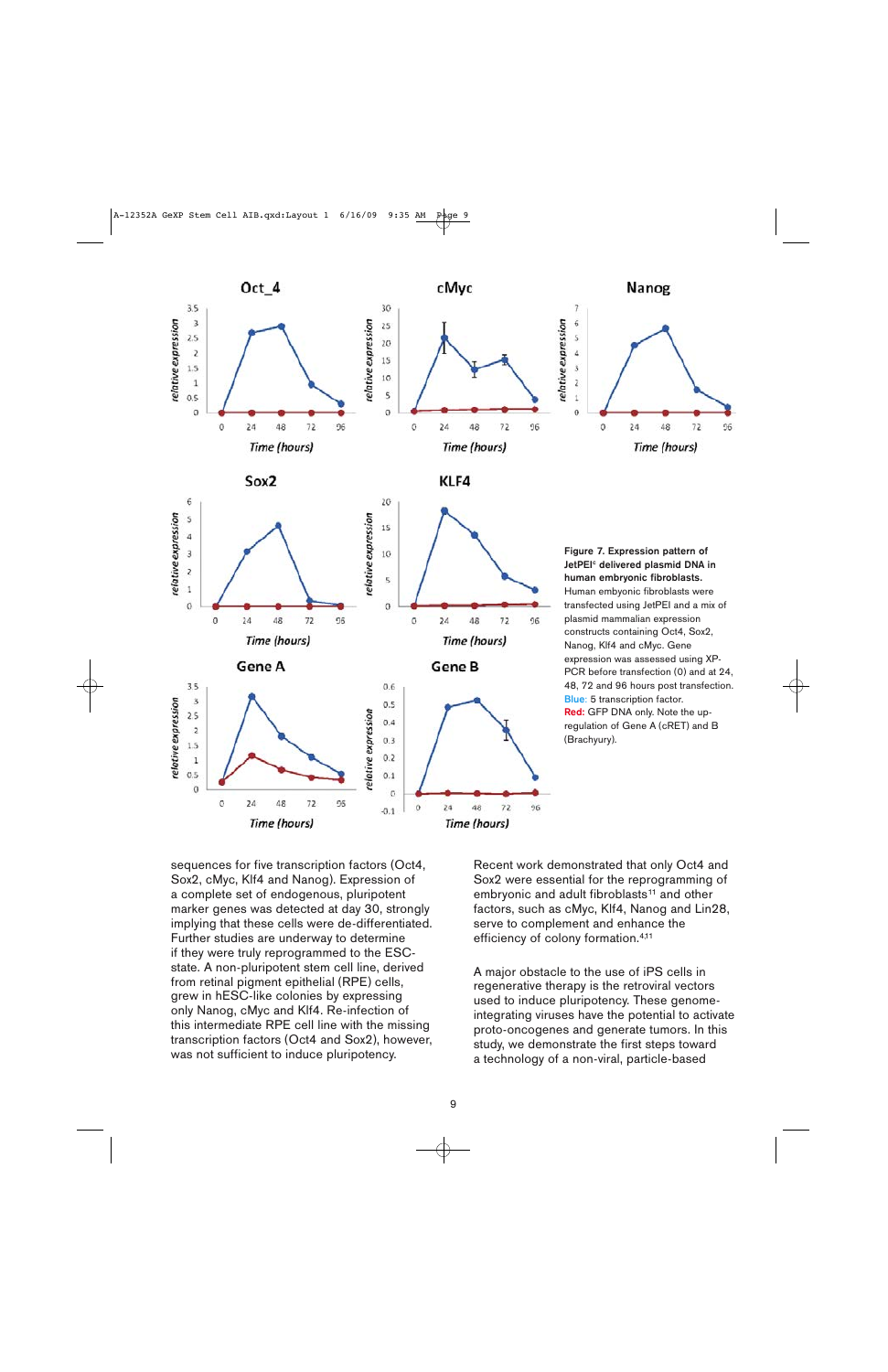**Figure 7. Expression pattern of JetPEI® delivered plasmid DNA in human embryonic fibroblasts.** Human embyonic fibroblasts were transfected using JetPEI and a mix of plasmid mammalian expression constructs containing Oct4, Sox2, Nanog, Klf4 and cMyc. Gene expression was assessed using XP-PCR before transfection (0) and at 24, 48, 72 and 96 hours post transfection. Blue: 5 transcription factor. Red: GFP DNA only. Note the up-regulation of Gene A (cRET) and B (Brachyury).

sequences for five transcription factors (Oct4, Sox2, cMyc, Klf4 and Nanog). Expression of a complete set of endogenous, pluripotent marker genes was detected at day 30, strongly implying that these cells were de-differentiated. Further studies are underway to determine if they were truly reprogrammed to the ESC-state. A non-pluripotent stem cell line, derived from retinal pigment epithelial (RPE) cells, grew in hESC-like colonies by expressing only Nanog, cMyc and Klf4. Re-infection of this intermediate RPE cell line with the missing transcription factors (Oct4 and Sox2), however, was not sufficient to induce pluripotency.

Recent work demonstrated that only Oct4 and Sox2 were essential for the reprogramming of embryonic and adult fibroblasts[11] and other factors, such as cMyc, Klf4, Nanog and Lin28, serve to complement and enhance the efficiency of colony formation.[4,11]

A major obstacle to the use of iPS cells in regenerative therapy is the retroviral vectors used to induce pluripotency. These genome-integrating viruses have the potential to activate proto-oncogenes and generate tumors. In this study, we demonstrate the first steps toward a technology of a non-viral, particle-based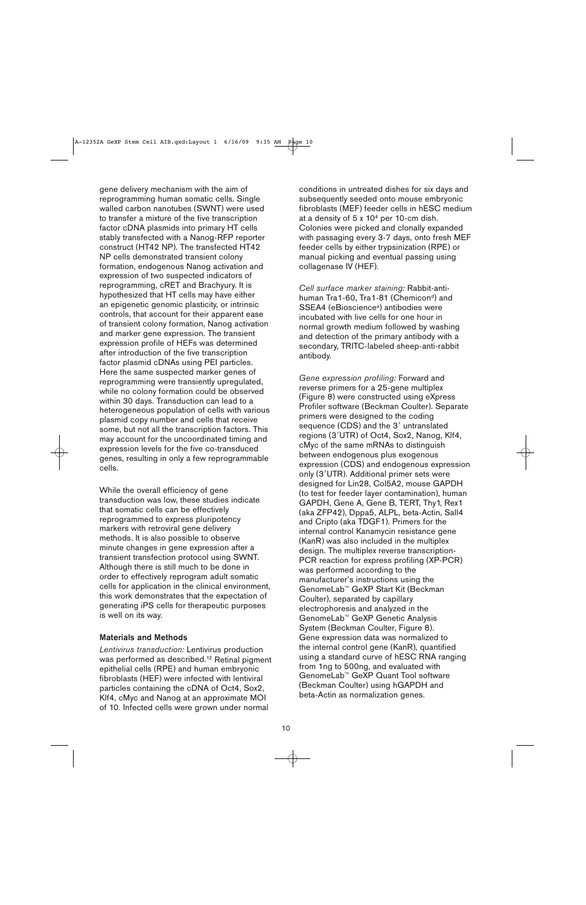gene delivery mechanism with the aim of reprogramming human somatic cells. Single walled carbon nanotubes (SWNT) were used to transfer a mixture of the five transcription factor cDNA plasmids into primary HT cells stably transfected with a Nanog-RFP reporter construct (HT42 NP). The transfected HT42 NP cells demonstrated transient colony formation, endogenous Nanog activation and expression of two suspected indicators of reprogramming, cRET and Brachyury. It is hypothesized that HT cells may have either an epigenetic genomic plasticity, or intrinsic controls, that account for their apparent ease of transient colony formation, Nanog activation and marker gene expression. The transient expression profile of HEFs was determined after introduction of the five transcription factor plasmid cDNAs using PEI particles. Here the same suspected marker genes of reprogramming were transiently upregulated, while no colony formation could be observed within 30 days. Transduction can lead to a heterogeneous population of cells with various plasmid copy number and cells that receive some, but not all the transcription factors. This may account for the uncoordinated timing and expression levels for the five co-transduced genes, resulting in only a few reprogrammable cells.

While the overall efficiency of gene transduction was low, these studies indicate that somatic cells can be effectively reprogrammed to express pluripotency markers with retroviral gene delivery methods. It is also possible to observe minute changes in gene expression after a transient transfection protocol using SWNT. Although there is still much to be done in order to effectively reprogram adult somatic cells for application in the clinical environment, this work demonstrates that the expectation of generating iPS cells for therapeutic purposes is well on its way.

### Materials and Methods

*Lentivirus transduction:* Lentivirus production was performed as described.[12] Retinal pigment epithelial cells (RPE) and human embryonic fibroblasts (HEF) were infected with lentiviral particles containing the cDNA of Oct4, Sox2, Klf4, cMyc and Nanog at an approximate MOI of 10. Infected cells were grown under normal conditions in untreated dishes for six days and subsequently seeded onto mouse embryonic fibroblasts (MEF) feeder cells in hESC medium at a density of $5 \times 10^4$ per 10-cm dish. Colonies were picked and clonally expanded with passaging every 3-7 days, onto fresh MEF feeder cells by either trypsinization (RPE) or manual picking and eventual passing using collagenase IV (HEF).

*Cell surface marker staining:* Rabbit-anti-human Tra1-60, Tra1-81 (Chemicon[d]) and SSEA4 (eBioscience[a]) antibodies were incubated with live cells for one hour in normal growth medium followed by washing and detection of the primary antibody with a secondary, TRITC-labeled sheep-anti-rabbit antibody.

*Gene expression profiling:* Forward and reverse primers for a 25-gene multiplex (Figure 8) were constructed using eXpress Profiler software (Beckman Coulter). Separate primers were designed to the coding sequence (CDS) and the 3′ untranslated regions (3′UTR) of Oct4, Sox2, Nanog, Klf4, cMyc of the same mRNAs to distinguish between endogenous plus exogenous expression (CDS) and endogenous expression only (3′UTR). Additional primer sets were designed for Lin28, Col5A2, mouse GAPDH (to test for feeder layer contamination), human GAPDH, Gene A, Gene B, TERT, Thy1, Rex1 (aka ZFP42), Dppa5, ALPL, beta-Actin, Sall4 and Cripto (aka TDGF1). Primers for the internal control Kanamycin resistance gene (KanR) was also included in the multiplex design. The multiplex reverse transcription-PCR reaction for express profiling (XP-PCR) was performed according to the manufacturer's instructions using the GenomeLab™ GeXP Start Kit (Beckman Coulter), separated by capillary electrophoresis and analyzed in the GenomeLab™ GeXP Genetic Analysis System (Beckman Coulter, Figure 8). Gene expression data was normalized to the internal control gene (KanR), quantified using a standard curve of hESC RNA ranging from 1ng to 500ng, and evaluated with GenomeLab™ GeXP Quant Tool software (Beckman Coulter) using hGAPDH and beta-Actin as normalization genes.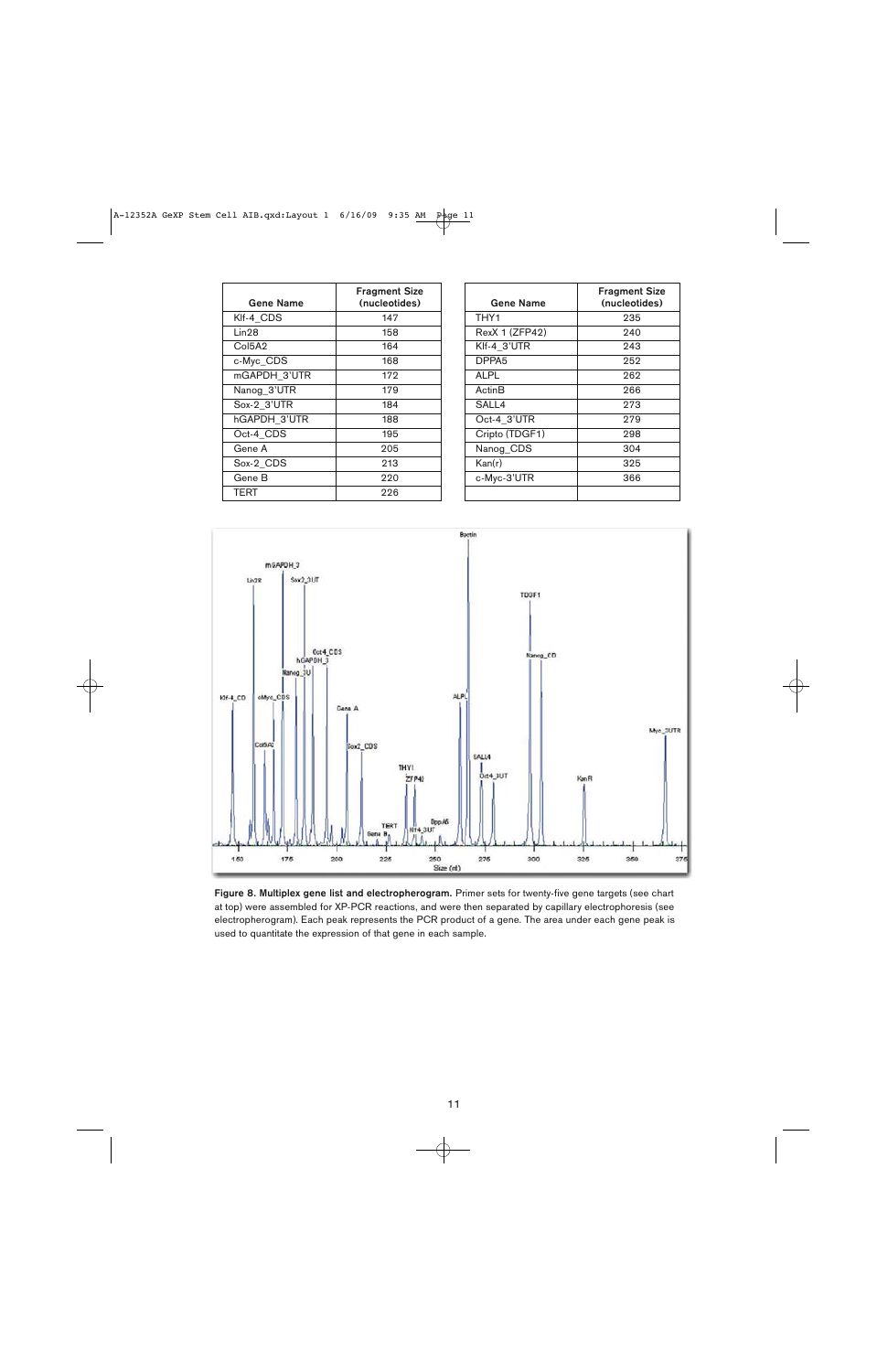| Gene Name | Fragment Size (nucleotides) |
|---|---|
| Klf-4_CDS | 147 |
| Lin28 | 158 |
| Col5A2 | 164 |
| c-Myc_CDS | 168 |
| mGAPDH_3'UTR | 172 |
| Nanog_3'UTR | 179 |
| Sox-2_3'UTR | 184 |
| hGAPDH_3'UTR | 188 |
| Oct-4_CDS | 195 |
| Gene A | 205 |
| Sox-2_CDS | 213 |
| Gene B | 220 |
| TERT | 226 |

| Gene Name | Fragment Size (nucleotides) |
|---|---|
| THY1 | 235 |
| RexX 1 (ZFP42) | 240 |
| Klf-4_3'UTR | 243 |
| DPPA5 | 252 |
| ALPL | 262 |
| ActinB | 266 |
| SALL4 | 273 |
| Oct-4_3'UTR | 279 |
| Cripto (TDGF1) | 298 |
| Nanog_CDS | 304 |
| Kan(r) | 325 |
| c-Myc-3'UTR | 366 |
| | |

**Figure 8. Multiplex gene list and electropherogram.** Primer sets for twenty-five gene targets (see chart at top) were assembled for XP-PCR reactions, and were then separated by capillary electrophoresis (see electropherogram). Each peak represents the PCR product of a gene. The area under each gene peak is used to quantitate the expression of that gene in each sample.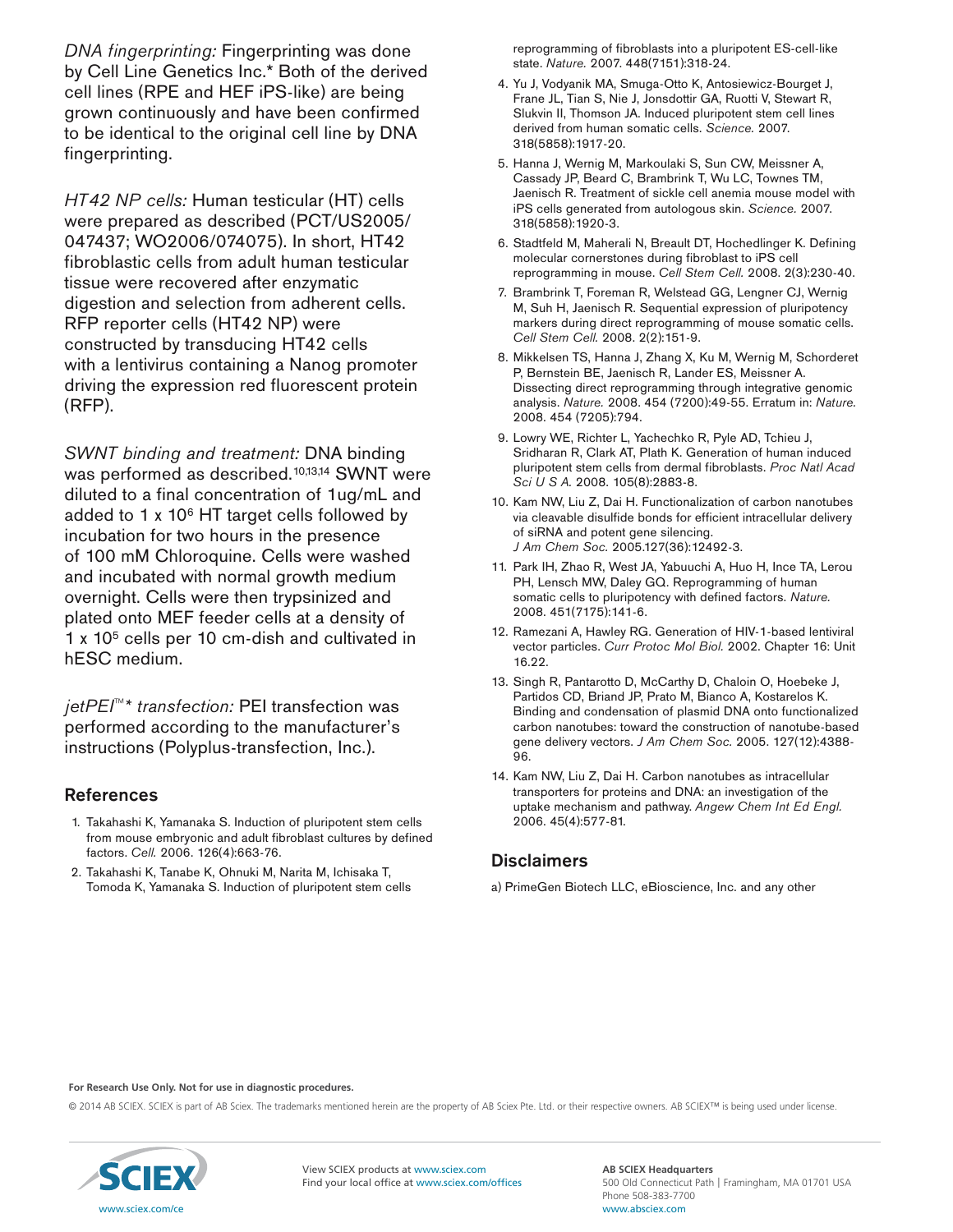*DNA fingerprinting:* Fingerprinting was done by Cell Line Genetics Inc.* Both of the derived cell lines (RPE and HEF iPS-like) are being grown continuously and have been confirmed to be identical to the original cell line by DNA fingerprinting.

*HT42 NP cells:* Human testicular (HT) cells were prepared as described (PCT/US2005/047437; WO2006/074075). In short, HT42 fibroblastic cells from adult human testicular tissue were recovered after enzymatic digestion and selection from adherent cells. RFP reporter cells (HT42 NP) were constructed by transducing HT42 cells with a lentivirus containing a Nanog promoter driving the expression red fluorescent protein (RFP).

*SWNT binding and treatment:* DNA binding was performed as described.[10,13,14] SWNT were diluted to a final concentration of 1ug/mL and added to 1 x $10^6$ HT target cells followed by incubation for two hours in the presence of 100 mM Chloroquine. Cells were washed and incubated with normal growth medium overnight. Cells were then trypsinized and plated onto MEF feeder cells at a density of 1 x $10^5$ cells per 10 cm-dish and cultivated in hESC medium.

*jetPEI™* transfection:* PEI transfection was performed according to the manufacturer's instructions (Polyplus-transfection, Inc.).

## References

1. Takahashi K, Yamanaka S. Induction of pluripotent stem cells from mouse embryonic and adult fibroblast cultures by defined factors. *Cell.* 2006. 126(4):663-76.
2. Takahashi K, Tanabe K, Ohnuki M, Narita M, Ichisaka T, Tomoda K, Yamanaka S. Induction of pluripotent stem cells reprogramming of fibroblasts into a pluripotent ES-cell-like state. *Nature.* 2007. 448(7151):318-24.
4. Yu J, Vodyanik MA, Smuga-Otto K, Antosiewicz-Bourget J, Frane JL, Tian S, Nie J, Jonsdottir GA, Ruotti V, Stewart R, Slukvin II, Thomson JA. Induced pluripotent stem cell lines derived from human somatic cells. *Science.* 2007. 318(5858):1917-20.
5. Hanna J, Wernig M, Markoulaki S, Sun CW, Meissner A, Cassady JP, Beard C, Brambrink T, Wu LC, Townes TM, Jaenisch R. Treatment of sickle cell anemia mouse model with iPS cells generated from autologous skin. *Science.* 2007. 318(5858):1920-3.
6. Stadtfeld M, Maherali N, Breault DT, Hochedlinger K. Defining molecular cornerstones during fibroblast to iPS cell reprogramming in mouse. *Cell Stem Cell.* 2008. 2(3):230-40.
7. Brambrink T, Foreman R, Welstead GG, Lengner CJ, Wernig M, Suh H, Jaenisch R. Sequential expression of pluripotency markers during direct reprogramming of mouse somatic cells. *Cell Stem Cell.* 2008. 2(2):151-9.
8. Mikkelsen TS, Hanna J, Zhang X, Ku M, Wernig M, Schorderet P, Bernstein BE, Jaenisch R, Lander ES, Meissner A. Dissecting direct reprogramming through integrative genomic analysis. *Nature.* 2008. 454 (7200):49-55. Erratum in: *Nature.* 2008. 454 (7205):794.
9. Lowry WE, Richter L, Yachechko R, Pyle AD, Tchieu J, Sridharan R, Clark AT, Plath K. Generation of human induced pluripotent stem cells from dermal fibroblasts. *Proc Natl Acad Sci U S A.* 2008. 105(8):2883-8.
10. Kam NW, Liu Z, Dai H. Functionalization of carbon nanotubes via cleavable disulfide bonds for efficient intracellular delivery of siRNA and potent gene silencing. *J Am Chem Soc.* 2005.127(36):12492-3.
11. Park IH, Zhao R, West JA, Yabuuchi A, Huo H, Ince TA, Lerou PH, Lensch MW, Daley GQ. Reprogramming of human somatic cells to pluripotency with defined factors. *Nature.* 2008. 451(7175):141-6.
12. Ramezani A, Hawley RG. Generation of HIV-1-based lentiviral vector particles. *Curr Protoc Mol Biol.* 2002. Chapter 16: Unit 16.22.
13. Singh R, Pantarotto D, McCarthy D, Chaloin O, Hoebeke J, Partidos CD, Briand JP, Prato M, Bianco A, Kostarelos K. Binding and condensation of plasmid DNA onto functionalized carbon nanotubes: toward the construction of nanotube-based gene delivery vectors. *J Am Chem Soc.* 2005. 127(12):4388-96.
14. Kam NW, Liu Z, Dai H. Carbon nanotubes as intracellular transporters for proteins and DNA: an investigation of the uptake mechanism and pathway. *Angew Chem Int Ed Engl.* 2006. 45(4):577-81.

## Disclaimers

a) PrimeGen Biotech LLC, eBioscience, Inc. and any other

**For Research Use Only. Not for use in diagnostic procedures.**

© 2014 AB SCIEX. SCIEX is part of AB Sciex. The trademarks mentioned herein are the property of AB Sciex Pte. Ltd. or their respective owners. AB SCIEX™ is being used under license.

SCIEX
www.sciex.com/ce

View SCIEX products at www.sciex.com
Find your local office at www.sciex.com/offices

**AB SCIEX Headquarters**
500 Old Connecticut Path | Framingham, MA 01701 USA
Phone 508-383-7700
www.absciex.com